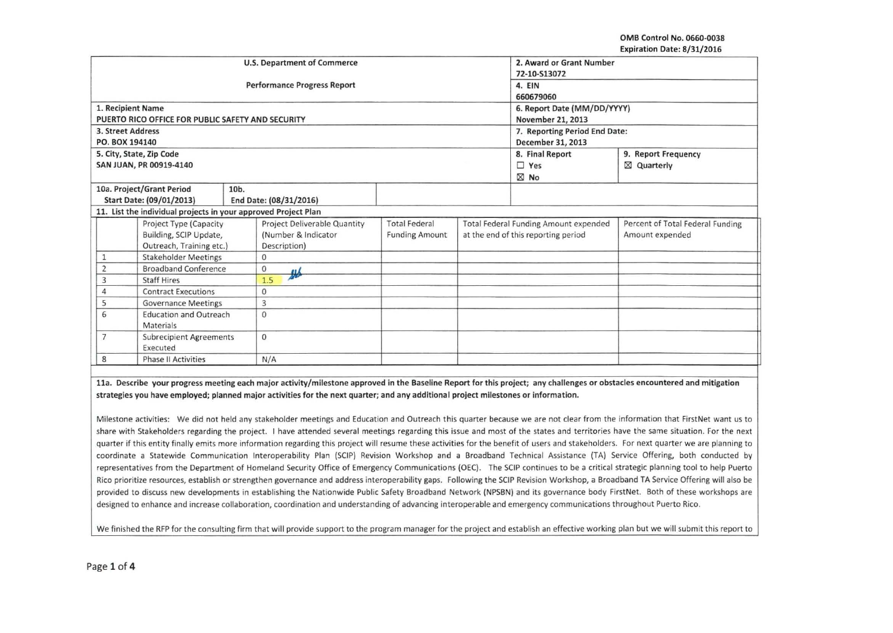OMB Control No. 0660-0038
Expiration Date: 8/31/2016

| U.S. Department of Commerce<br>Performance Progress Report | 2. Award or Grant Number<br>72-10-S13072<br>4. EIN<br>660679060 | |
|---|---|---|
| 1. Recipient Name<br>PUERTO RICO OFFICE FOR PUBLIC SAFETY AND SECURITY | 6. Report Date (MM/DD/YYYY)<br>November 21, 2013 | |
| 3. Street Address<br>PO. BOX 194140 | 7. Reporting Period End Date:<br>December 31, 2013 | |
| 5. City, State, Zip Code<br>SAN JUAN, PR 00919-4140 | 8. Final Report<br>☐ Yes<br>☒ No | 9. Report Frequency<br>☒ Quarterly |
| 10a. Project/Grant Period<br>Start Date: (09/01/2013) | 10b.<br>End Date: (08/31/2016) | |

11. List the individual projects in your approved Project Plan

| | Project Type (Capacity Building, SCIP Update, Outreach, Training etc.) | Project Deliverable Quantity (Number & Indicator Description) | Total Federal Funding Amount | Total Federal Funding Amount expended at the end of this reporting period | Percent of Total Federal Funding Amount expended |
|---|---|---|---|---|---|
| 1 | Stakeholder Meetings | 0 | | | |
| 2 | Broadband Conference | 0 | | | |
| 3 | Staff Hires | 1.5 | | | |
| 4 | Contract Executions | 0 | | | |
| 5 | Governance Meetings | 3 | | | |
| 6 | Education and Outreach Materials | 0 | | | |
| 7 | Subrecipient Agreements Executed | 0 | | | |
| 8 | Phase II Activities | N/A | | | |

**11a. Describe your progress meeting each major activity/milestone approved in the Baseline Report for this project; any challenges or obstacles encountered and mitigation strategies you have employed; planned major activities for the next quarter; and any additional project milestones or information.**

Milestone activities: We did not held any stakeholder meetings and Education and Outreach this quarter because we are not clear from the information that FirstNet want us to share with Stakeholders regarding the project. I have attended several meetings regarding this issue and most of the states and territories have the same situation. For the next quarter if this entity finally emits more information regarding this project will resume these activities for the benefit of users and stakeholders. For next quarter we are planning to coordinate a Statewide Communication Interoperability Plan (SCIP) Revision Workshop and a Broadband Technical Assistance (TA) Service Offering, both conducted by representatives from the Department of Homeland Security Office of Emergency Communications (OEC). The SCIP continues to be a critical strategic planning tool to help Puerto Rico prioritize resources, establish or strengthen governance and address interoperability gaps. Following the SCIP Revision Workshop, a Broadband TA Service Offering will also be provided to discuss new developments in establishing the Nationwide Public Safety Broadband Network (NPSBN) and its governance body FirstNet. Both of these workshops are designed to enhance and increase collaboration, coordination and understanding of advancing interoperable and emergency communications throughout Puerto Rico.

We finished the RFP for the consulting firm that will provide support to the program manager for the project and establish an effective working plan but we will submit this report to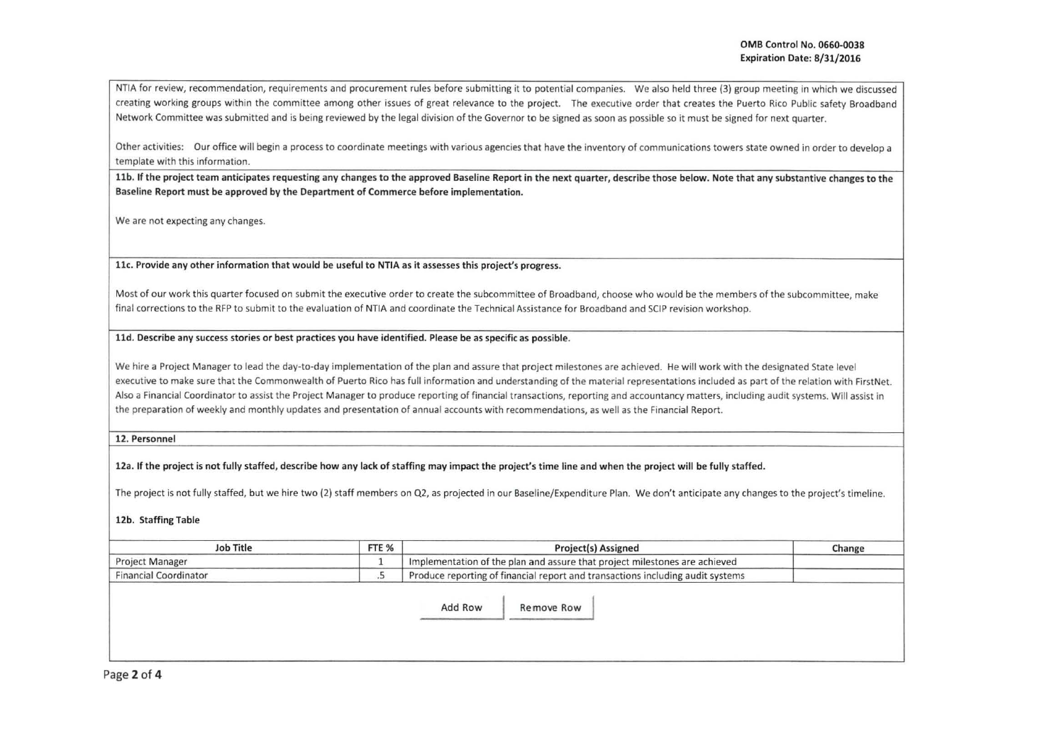NTIA for review, recommendation, requirements and procurement rules before submitting it to potential companies. We also held three (3) group meeting in which we discussed creating working groups within the committee among other issues of great relevance to the project. The executive order that creates the Puerto Rico Public safety Broadband Network Committee was submitted and is being reviewed by the legal division of the Governor to be signed as soon as possible so it must be signed for next quarter.

Other activities: Our office will begin a process to coordinate meetings with various agencies that have the inventory of communications towers state owned in order to develop a template with this information.

**11b. If the project team anticipates requesting any changes to the approved Baseline Report in the next quarter, describe those below. Note that any substantive changes to the Baseline Report must be approved by the Department of Commerce before implementation.**

We are not expecting any changes.

**11c. Provide any other information that would be useful to NTIA as it assesses this project's progress.**

Most of our work this quarter focused on submit the executive order to create the subcommittee of Broadband, choose who would be the members of the subcommittee, make final corrections to the RFP to submit to the evaluation of NTIA and coordinate the Technical Assistance for Broadband and SCIP revision workshop.

**11d. Describe any success stories or best practices you have identified. Please be as specific as possible.**

We hire a Project Manager to lead the day-to-day implementation of the plan and assure that project milestones are achieved. He will work with the designated State level executive to make sure that the Commonwealth of Puerto Rico has full information and understanding of the material representations included as part of the relation with FirstNet. Also a Financial Coordinator to assist the Project Manager to produce reporting of financial transactions, reporting and accountancy matters, including audit systems. Will assist in the preparation of weekly and monthly updates and presentation of annual accounts with recommendations, as well as the Financial Report.

**12. Personnel**

**12a. If the project is not fully staffed, describe how any lack of staffing may impact the project's time line and when the project will be fully staffed.**

The project is not fully staffed, but we hire two (2) staff members on Q2, as projected in our Baseline/Expenditure Plan. We don't anticipate any changes to the project's timeline.

**12b. Staffing Table**

| Job Title | FTE % | Project(s) Assigned | Change |
|---|---|---|---|
| Project Manager | 1 | Implementation of the plan and assure that project milestones are achieved | |
| Financial Coordinator | .5 | Produce reporting of financial report and transactions including audit systems | |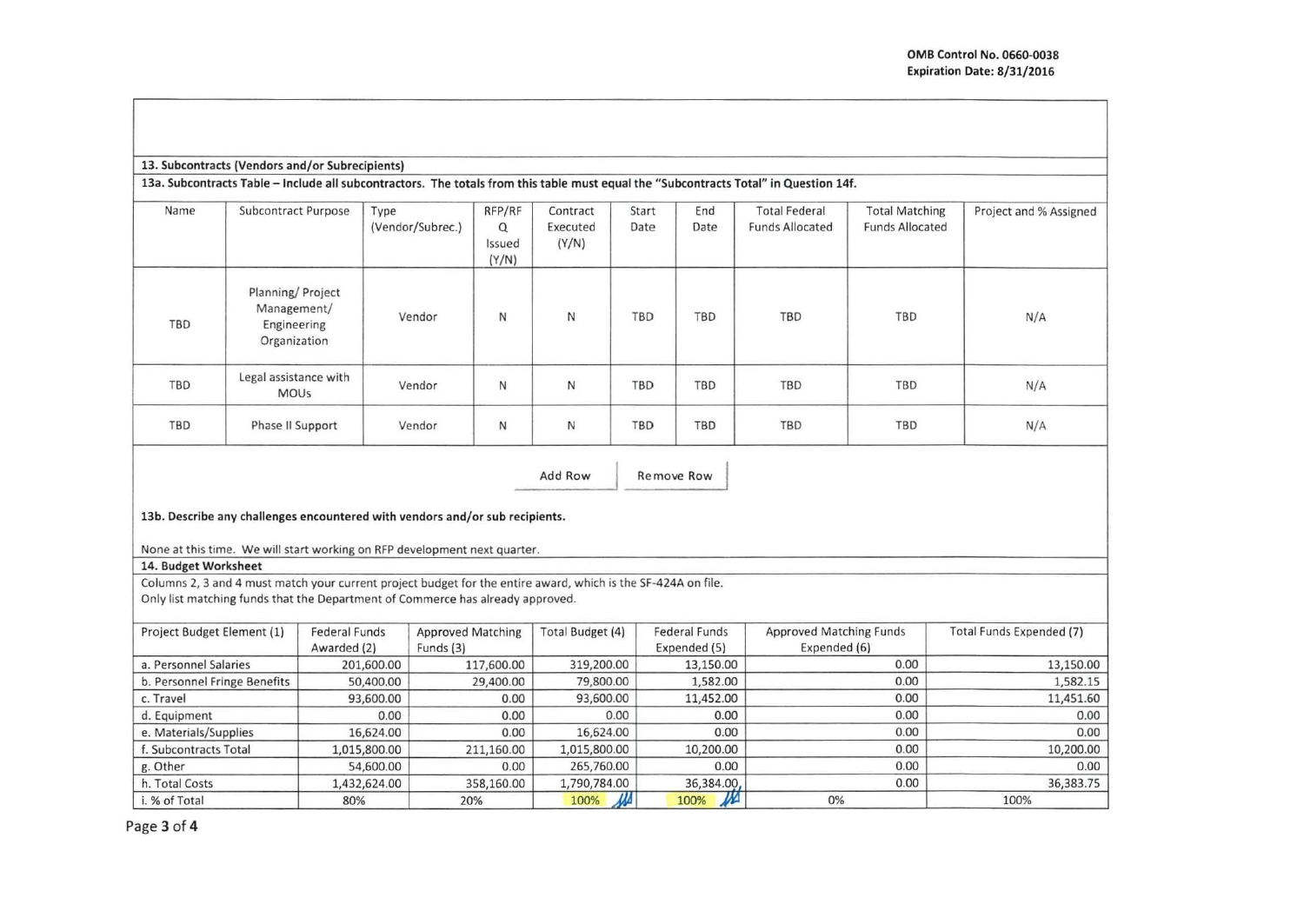OMB Control No. 0660-0038
Expiration Date: 8/31/2016

**13. Subcontracts (Vendors and/or Subrecipients)**

**13a. Subcontracts Table – Include all subcontractors. The totals from this table must equal the "Subcontracts Total" in Question 14f.**

| Name | Subcontract Purpose | Type (Vendor/Subrec.) | RFP/RFQ Issued (Y/N) | Contract Executed (Y/N) | Start Date | End Date | Total Federal Funds Allocated | Total Matching Funds Allocated | Project and % Assigned |
|---|---|---|---|---|---|---|---|---|---|
| TBD | Planning/ Project Management/ Engineering Organization | Vendor | N | N | TBD | TBD | TBD | TBD | N/A |
| TBD | Legal assistance with MOUs | Vendor | N | N | TBD | TBD | TBD | TBD | N/A |
| TBD | Phase II Support | Vendor | N | N | TBD | TBD | TBD | TBD | N/A |

Add Row | Remove Row

**13b. Describe any challenges encountered with vendors and/or sub recipients.**

None at this time. We will start working on RFP development next quarter.

**14. Budget Worksheet**

Columns 2, 3 and 4 must match your current project budget for the entire award, which is the SF-424A on file.
Only list matching funds that the Department of Commerce has already approved.

| Project Budget Element (1) | Federal Funds Awarded (2) | Approved Matching Funds (3) | Total Budget (4) | Federal Funds Expended (5) | Approved Matching Funds Expended (6) | Total Funds Expended (7) |
|---|---|---|---|---|---|---|
| a. Personnel Salaries | 201,600.00 | 117,600.00 | 319,200.00 | 13,150.00 | 0.00 | 13,150.00 |
| b. Personnel Fringe Benefits | 50,400.00 | 29,400.00 | 79,800.00 | 1,582.00 | 0.00 | 1,582.15 |
| c. Travel | 93,600.00 | 0.00 | 93,600.00 | 11,452.00 | 0.00 | 11,451.60 |
| d. Equipment | 0.00 | 0.00 | 0.00 | 0.00 | 0.00 | 0.00 |
| e. Materials/Supplies | 16,624.00 | 0.00 | 16,624.00 | 0.00 | 0.00 | 0.00 |
| f. Subcontracts Total | 1,015,800.00 | 211,160.00 | 1,015,800.00 | 10,200.00 | 0.00 | 10,200.00 |
| g. Other | 54,600.00 | 0.00 | 265,760.00 | 0.00 | 0.00 | 0.00 |
| h. Total Costs | 1,432,624.00 | 358,160.00 | 1,790,784.00 | 36,384.00 | 0.00 | 36,383.75 |
| i. % of Total | 80% | 20% | 100% | 100% | 0% | 100% |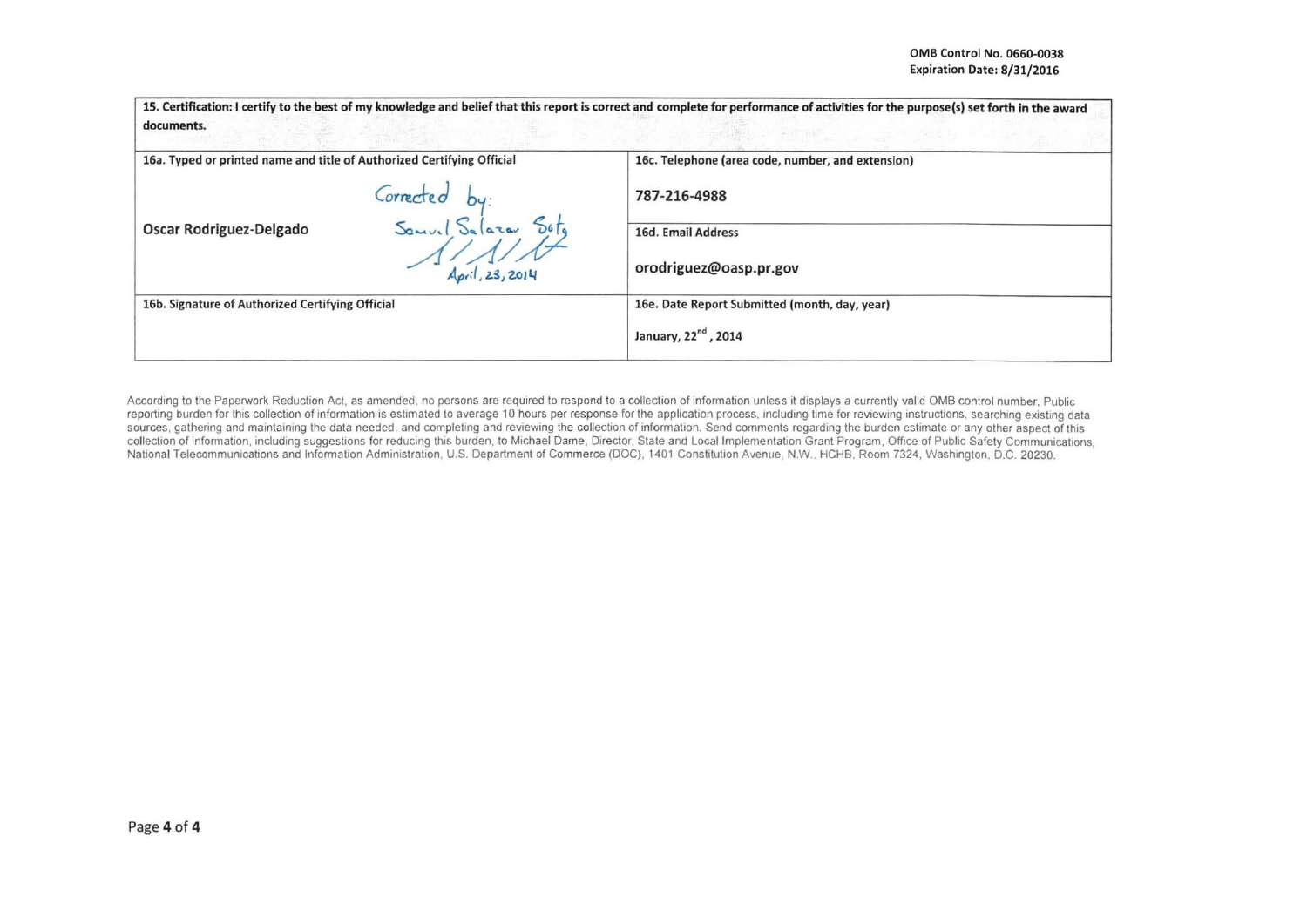OMB Control No. 0660-0038
Expiration Date: 8/31/2016

| | |
|---|---|
| **15. Certification: I certify to the best of my knowledge and belief that this report is correct and complete for performance of activities for the purpose(s) set forth in the award documents.** | |
| **16a. Typed or printed name and title of Authorized Certifying Official**<br><br>**Oscar Rodriguez-Delgado** Corrected by: Samuel Salazar Soto April, 23, 2014 | **16c. Telephone (area code, number, and extension)**<br><br>**787-216-4988** |
| | **16d. Email Address**<br><br>**orodriguez@oasp.pr.gov** |
| **16b. Signature of Authorized Certifying Official** | **16e. Date Report Submitted (month, day, year)**<br><br>**January, 22nd , 2014** |

According to the Paperwork Reduction Act, as amended, no persons are required to respond to a collection of information unless it displays a currently valid OMB control number. Public reporting burden for this collection of information is estimated to average 10 hours per response for the application process, including time for reviewing instructions, searching existing data sources, gathering and maintaining the data needed, and completing and reviewing the collection of information. Send comments regarding the burden estimate or any other aspect of this collection of information, including suggestions for reducing this burden, to Michael Dame, Director, State and Local Implementation Grant Program, Office of Public Safety Communications, National Telecommunications and Information Administration, U.S. Department of Commerce (DOC), 1401 Constitution Avenue, N.W., HCHB, Room 7324, Washington, D.C. 20230.